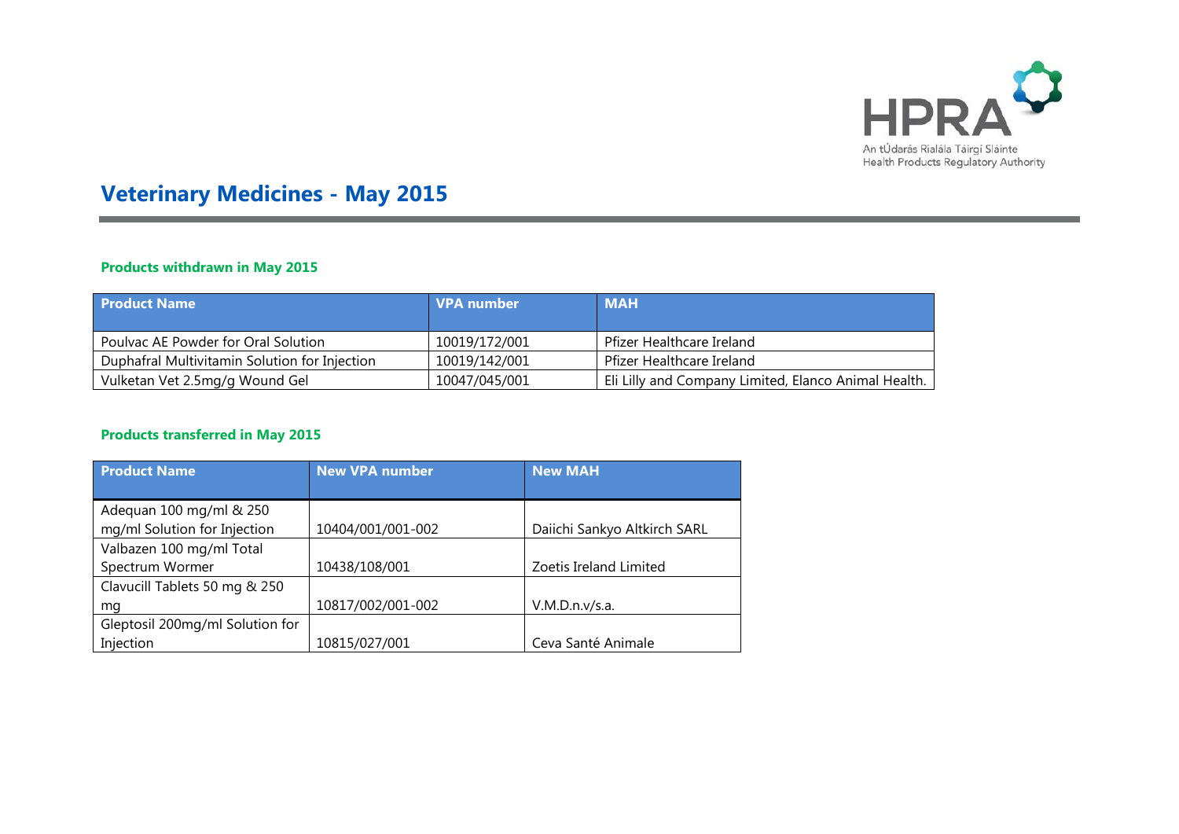# Veterinary Medicines - May 2015

### Products withdrawn in May 2015

| Product Name | VPA number | MAH |
|---|---|---|
| Poulvac AE Powder for Oral Solution | 10019/172/001 | Pfizer Healthcare Ireland |
| Duphafral Multivitamin Solution for Injection | 10019/142/001 | Pfizer Healthcare Ireland |
| Vulketan Vet 2.5mg/g Wound Gel | 10047/045/001 | Eli Lilly and Company Limited, Elanco Animal Health. |

### Products transferred in May 2015

| Product Name | New VPA number | New MAH |
|---|---|---|
| Adequan 100 mg/ml & 250 mg/ml Solution for Injection | 10404/001/001-002 | Daiichi Sankyo Altkirch SARL |
| Valbazen 100 mg/ml Total Spectrum Wormer | 10438/108/001 | Zoetis Ireland Limited |
| Clavucill Tablets 50 mg & 250 mg | 10817/002/001-002 | V.M.D.n.v/s.a. |
| Gleptosil 200mg/ml Solution for Injection | 10815/027/001 | Ceva Santé Animale |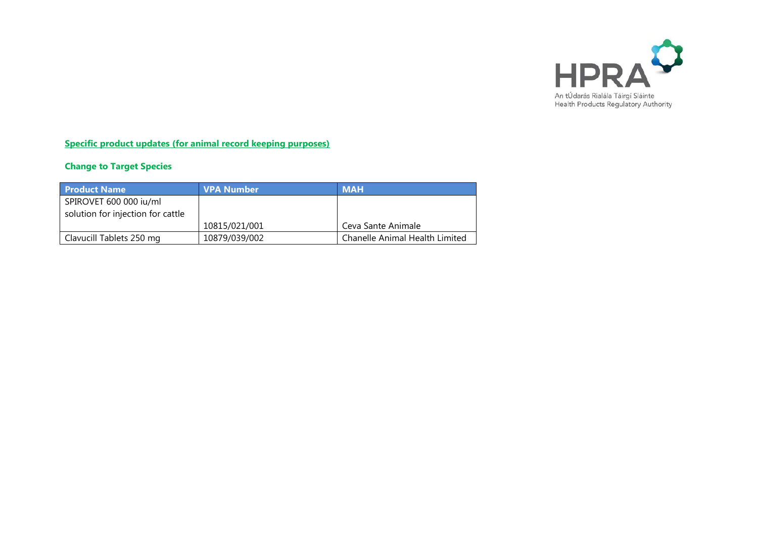**Specific product updates (for animal record keeping purposes)**

**Change to Target Species**

| Product Name | VPA Number | MAH |
|---|---|---|
| SPIROVET 600 000 iu/ml solution for injection for cattle | 10815/021/001 | Ceva Sante Animale |
| Clavucill Tablets 250 mg | 10879/039/002 | Chanelle Animal Health Limited |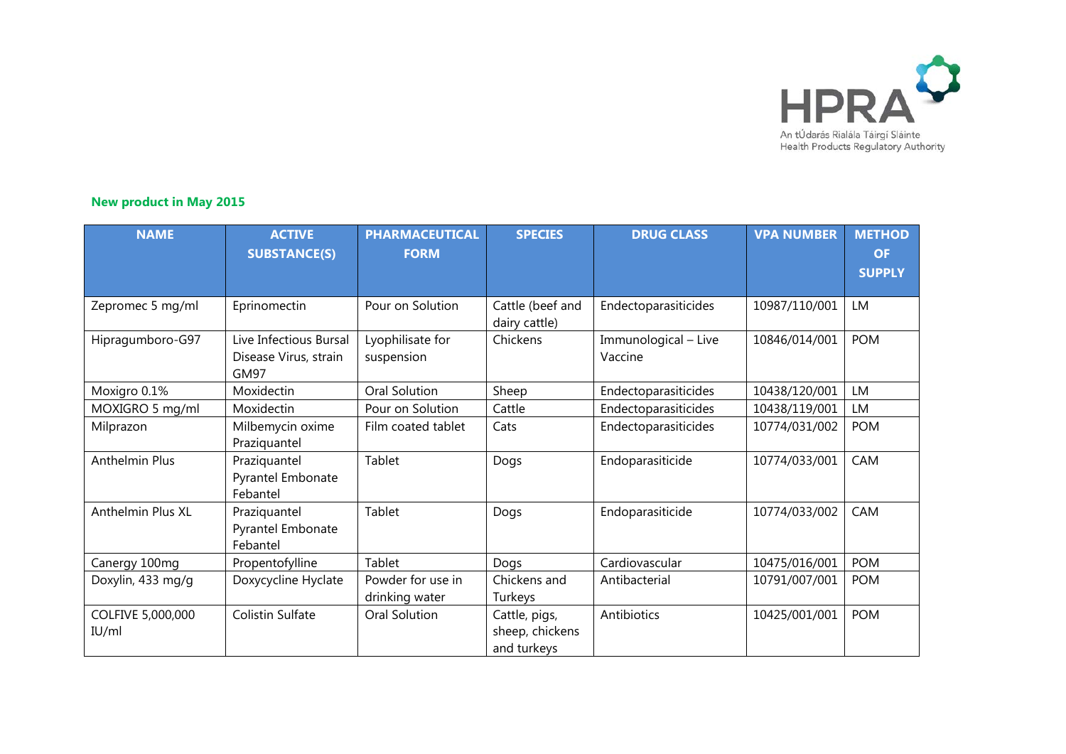## New product in May 2015

| NAME | ACTIVE SUBSTANCE(S) | PHARMACEUTICAL FORM | SPECIES | DRUG CLASS | VPA NUMBER | METHOD OF SUPPLY |
|---|---|---|---|---|---|---|
| Zepromec 5 mg/ml | Eprinomectin | Pour on Solution | Cattle (beef and dairy cattle) | Endectoparasiticides | 10987/110/001 | LM |
| Hipragumboro-G97 | Live Infectious Bursal Disease Virus, strain GM97 | Lyophilisate for suspension | Chickens | Immunological – Live Vaccine | 10846/014/001 | POM |
| Moxigro 0.1% | Moxidectin | Oral Solution | Sheep | Endectoparasiticides | 10438/120/001 | LM |
| MOXIGRO 5 mg/ml | Moxidectin | Pour on Solution | Cattle | Endectoparasiticides | 10438/119/001 | LM |
| Milprazon | Milbemycin oxime Praziquantel | Film coated tablet | Cats | Endectoparasiticides | 10774/031/002 | POM |
| Anthelmin Plus | Praziquantel Pyrantel Embonate Febantel | Tablet | Dogs | Endoparasiticide | 10774/033/001 | CAM |
| Anthelmin Plus XL | Praziquantel Pyrantel Embonate Febantel | Tablet | Dogs | Endoparasiticide | 10774/033/002 | CAM |
| Canergy 100mg | Propentofylline | Tablet | Dogs | Cardiovascular | 10475/016/001 | POM |
| Doxylin, 433 mg/g | Doxycycline Hyclate | Powder for use in drinking water | Chickens and Turkeys | Antibacterial | 10791/007/001 | POM |
| COLFIVE 5,000,000 IU/ml | Colistin Sulfate | Oral Solution | Cattle, pigs, sheep, chickens and turkeys | Antibiotics | 10425/001/001 | POM |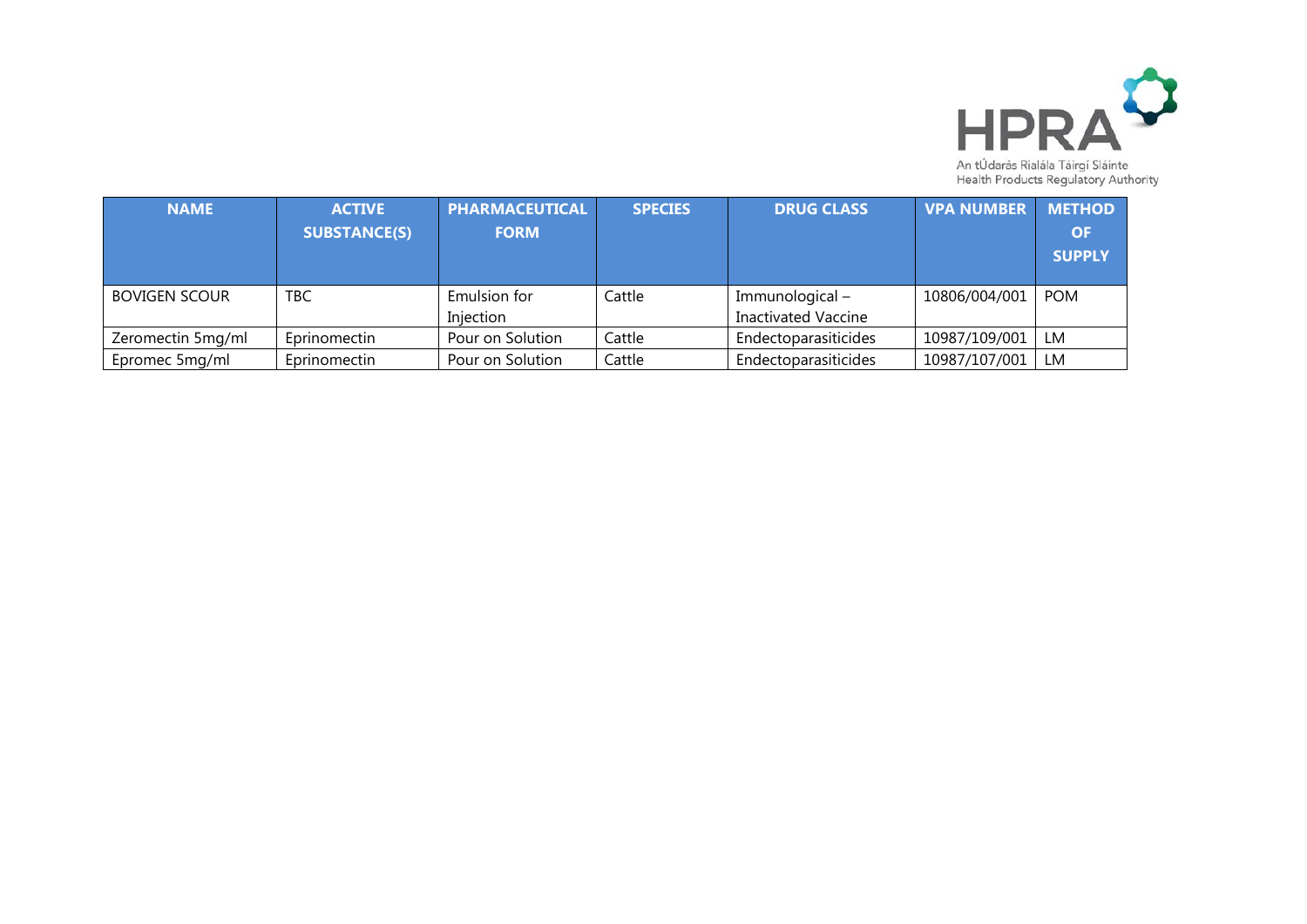| NAME | ACTIVE SUBSTANCE(S) | PHARMACEUTICAL FORM | SPECIES | DRUG CLASS | VPA NUMBER | METHOD OF SUPPLY |
|---|---|---|---|---|---|---|
| BOVIGEN SCOUR | TBC | Emulsion for Injection | Cattle | Immunological – Inactivated Vaccine | 10806/004/001 | POM |
| Zeromectin 5mg/ml | Eprinomectin | Pour on Solution | Cattle | Endectoparasiticides | 10987/109/001 | LM |
| Epromec 5mg/ml | Eprinomectin | Pour on Solution | Cattle | Endectoparasiticides | 10987/107/001 | LM |